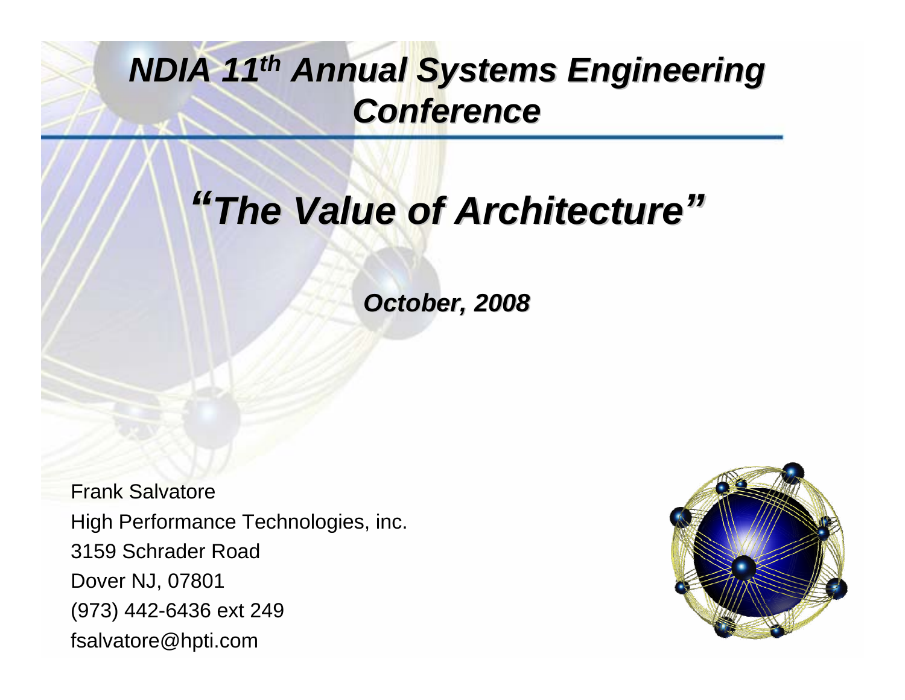# *NDIA 11th Annual Systems Engineering Conference*

## *"The Value of Architecture"*

***October, 2008***

Frank Salvatore
High Performance Technologies, inc.
3159 Schrader Road
Dover NJ, 07801
(973) 442-6436 ext 249
fsalvatore@hpti.com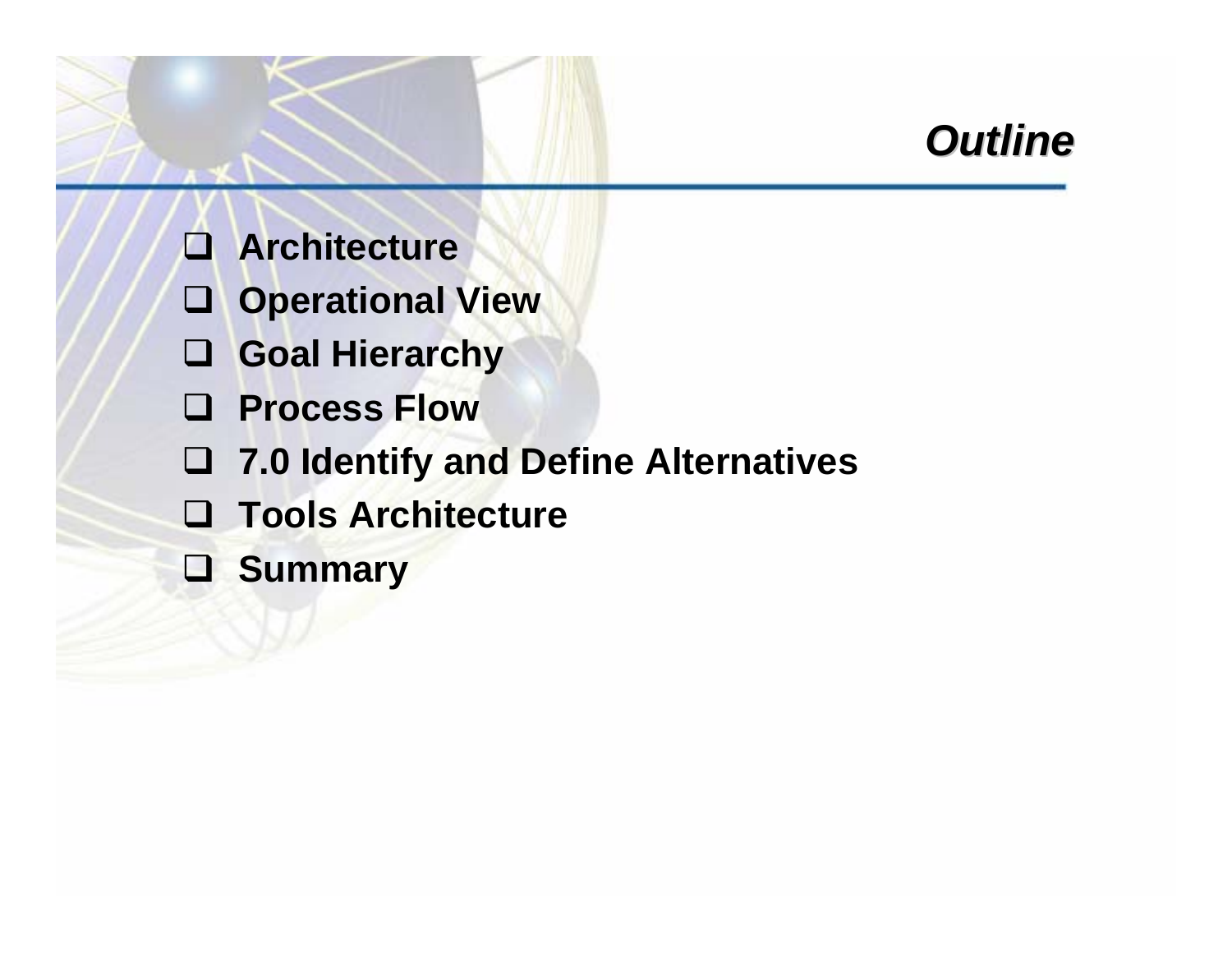## *Outline*

- **Architecture**
- **Operational View**
- **Goal Hierarchy**
- **Process Flow**
- **7.0 Identify and Define Alternatives**
- **Tools Architecture**
- **Summary**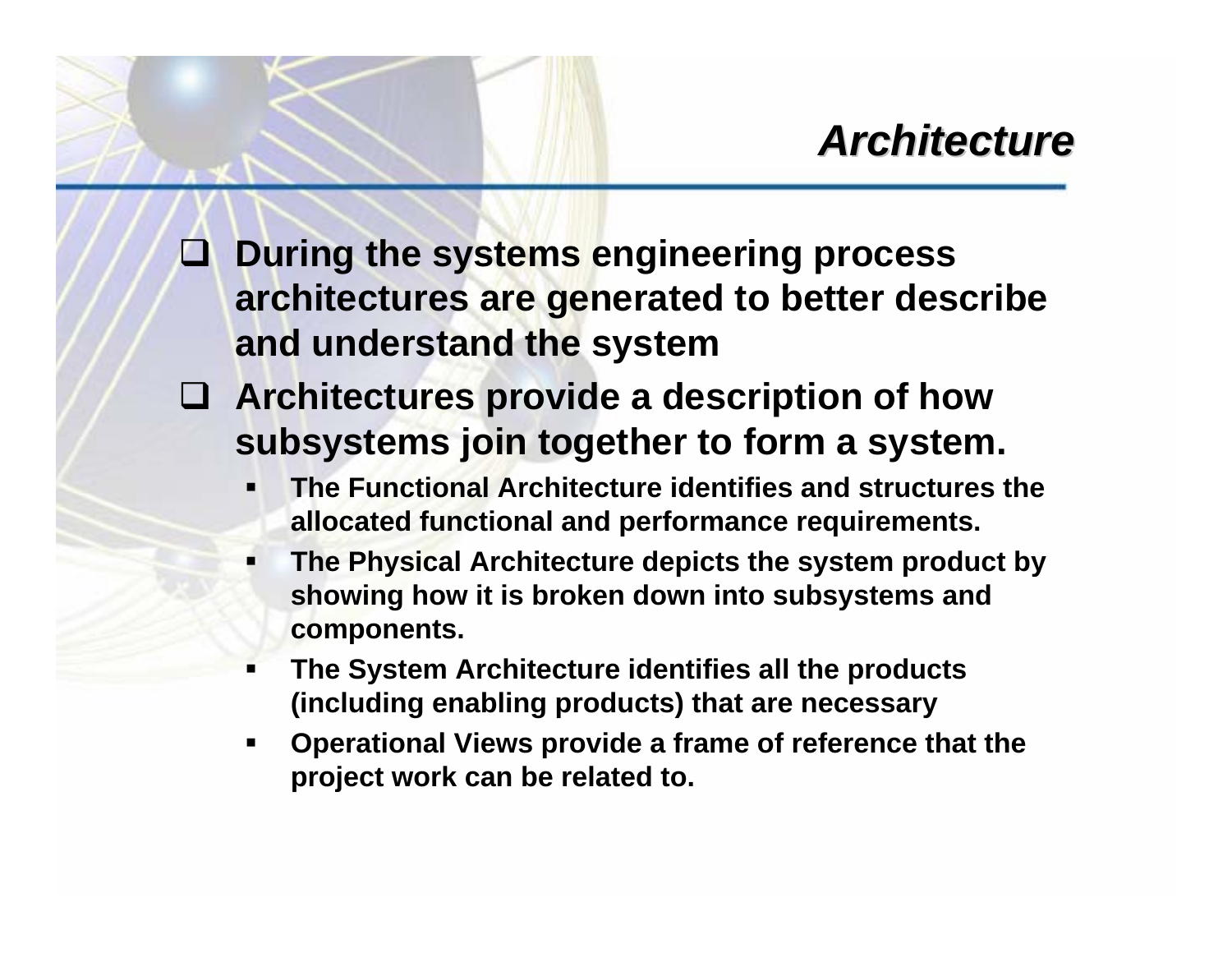# *Architecture*

- During the systems engineering process architectures are generated to better describe and understand the system
- Architectures provide a description of how subsystems join together to form a system.
  - The Functional Architecture identifies and structures the allocated functional and performance requirements.
  - The Physical Architecture depicts the system product by showing how it is broken down into subsystems and components.
  - The System Architecture identifies all the products (including enabling products) that are necessary
  - Operational Views provide a frame of reference that the project work can be related to.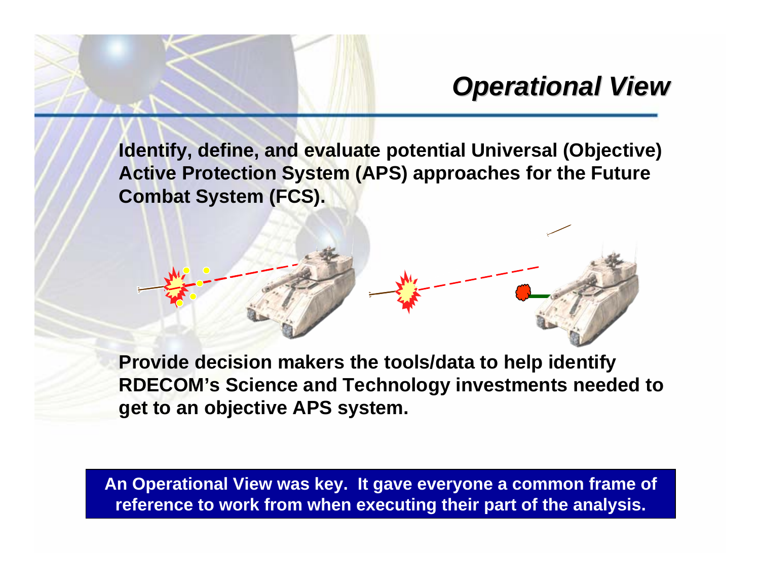# *Operational View*

**Identify, define, and evaluate potential Universal (Objective) Active Protection System (APS) approaches for the Future Combat System (FCS).**

**Provide decision makers the tools/data to help identify RDECOM's Science and Technology investments needed to get to an objective APS system.**

**An Operational View was key. It gave everyone a common frame of reference to work from when executing their part of the analysis.**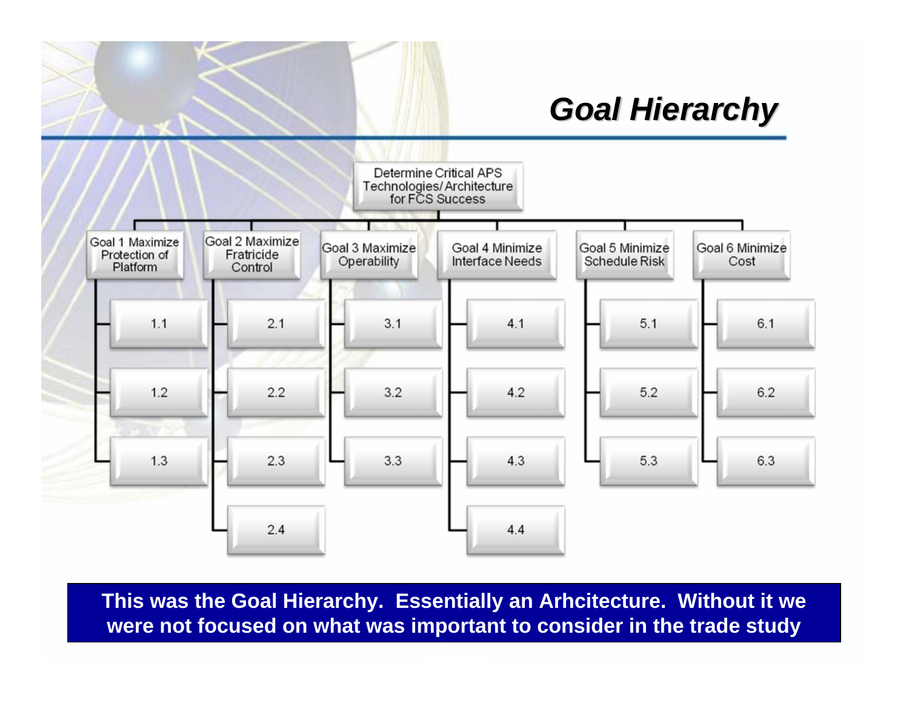# *Goal Hierarchy*

Determine Critical APS Technologies/Architecture for FCS Success

- Goal 1 Maximize Protection of Platform
  - 1.1
  - 1.2
  - 1.3
- Goal 2 Maximize Fratricide Control
  - 2.1
  - 2.2
  - 2.3
  - 2.4
- Goal 3 Maximize Operability
  - 3.1
  - 3.2
  - 3.3
- Goal 4 Minimize Interface Needs
  - 4.1
  - 4.2
  - 4.3
  - 4.4
- Goal 5 Minimize Schedule Risk
  - 5.1
  - 5.2
  - 5.3
- Goal 6 Minimize Cost
  - 6.1
  - 6.2
  - 6.3

**This was the Goal Hierarchy. Essentially an Arhcitecture. Without it we were not focused on what was important to consider in the trade study**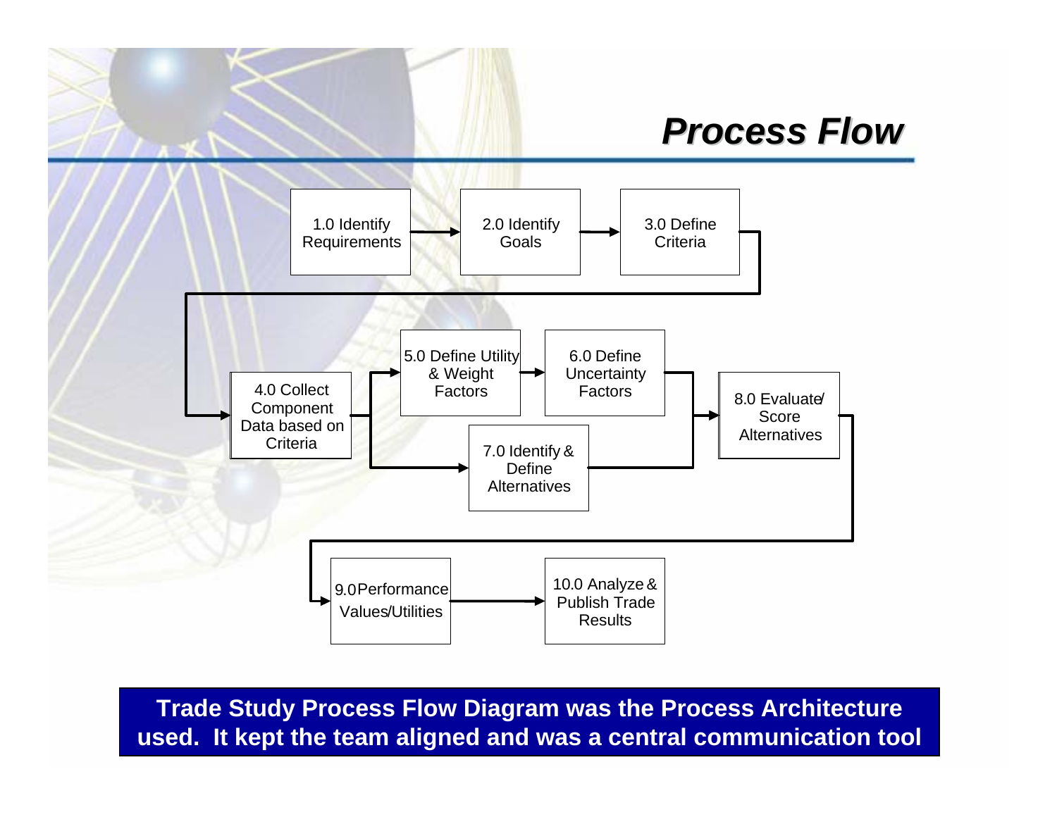# *Process Flow*

1.0 Identify Requirements → 2.0 Identify Goals → 3.0 Define Criteria → 4.0 Collect Component Data based on Criteria

4.0 Collect Component Data based on Criteria → 5.0 Define Utility & Weight Factors → 6.0 Define Uncertainty Factors → 8.0 Evaluate/ Score Alternatives

4.0 Collect Component Data based on Criteria → 7.0 Identify & Define Alternatives → 8.0 Evaluate/ Score Alternatives

8.0 Evaluate/ Score Alternatives → 9.0 Performance Values/Utilities → 10.0 Analyze & Publish Trade Results

**Trade Study Process Flow Diagram was the Process Architecture used. It kept the team aligned and was a central communication tool**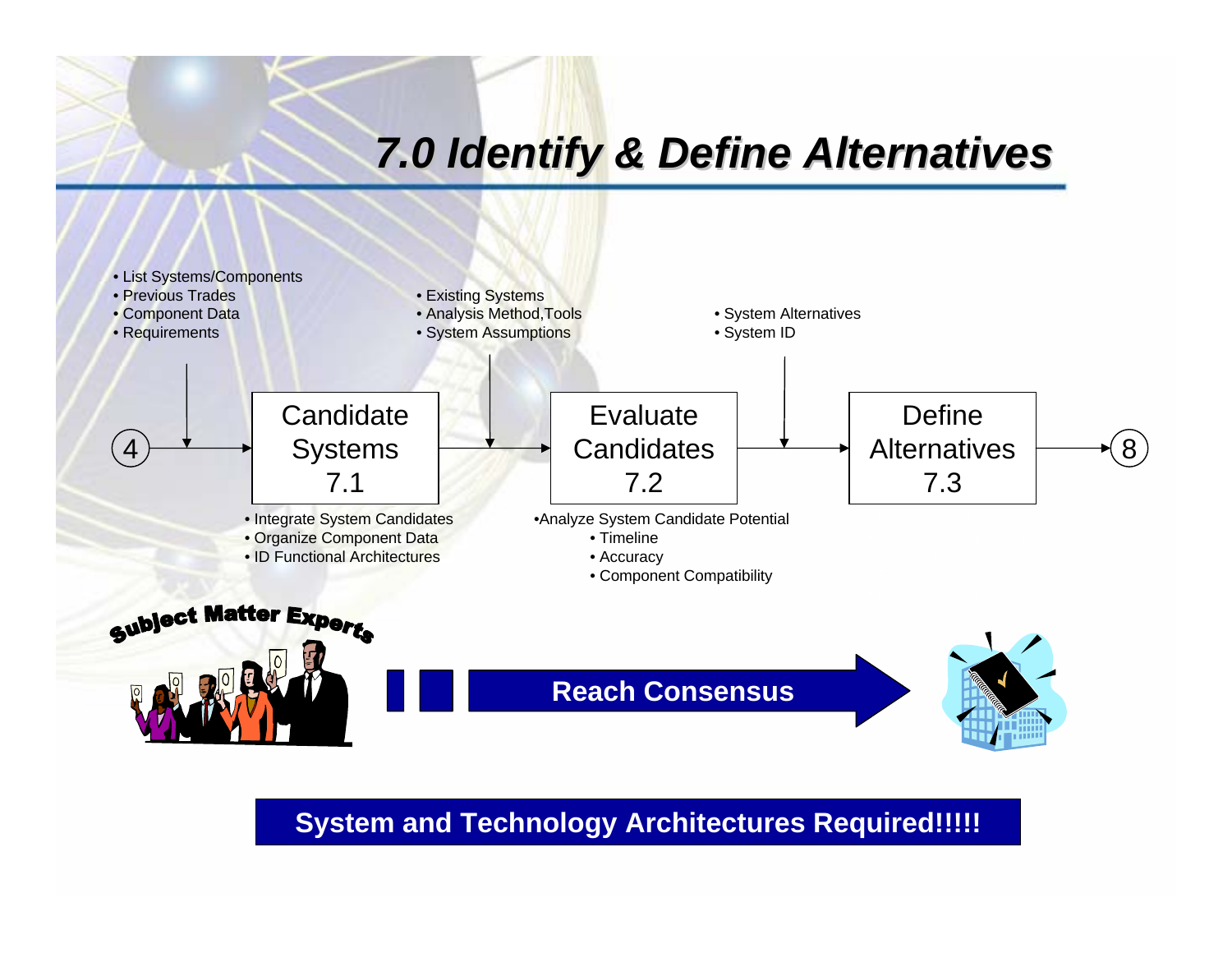# 7.0 Identify & Define Alternatives

- List Systems/Components
- Previous Trades
- Component Data
- Requirements

- Existing Systems
- Analysis Method,Tools
- System Assumptions

- System Alternatives
- System ID

4 → Candidate Systems 7.1 → Evaluate Candidates 7.2 → Define Alternatives 7.3 → 8

- Integrate System Candidates
- Organize Component Data
- ID Functional Architectures

- Analyze System Candidate Potential
  - Timeline
  - Accuracy
  - Component Compatibility

Subject Matter Experts

**Reach Consensus**

**System and Technology Architectures Required!!!!!**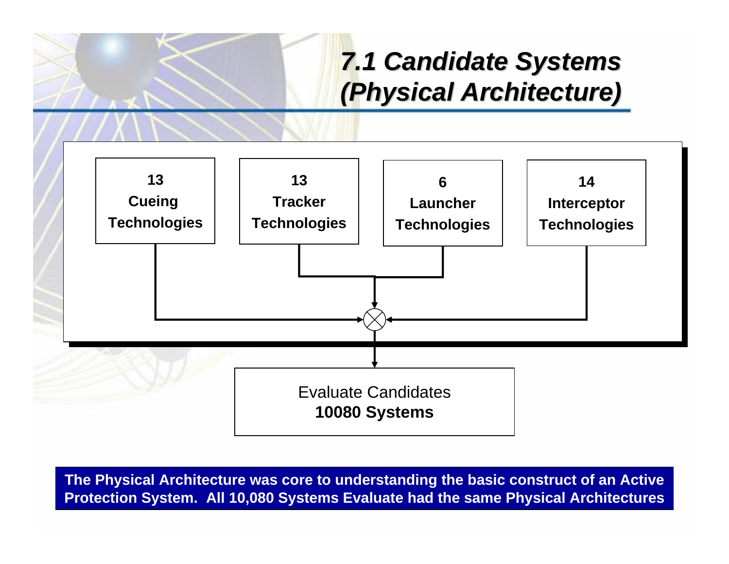# 7.1 Candidate Systems (Physical Architecture)

**13 Cueing Technologies**

**13 Tracker Technologies**

**6 Launcher Technologies**

**14 Interceptor Technologies**

Evaluate Candidates
**10080 Systems**

**The Physical Architecture was core to understanding the basic construct of an Active Protection System. All 10,080 Systems Evaluate had the same Physical Architectures**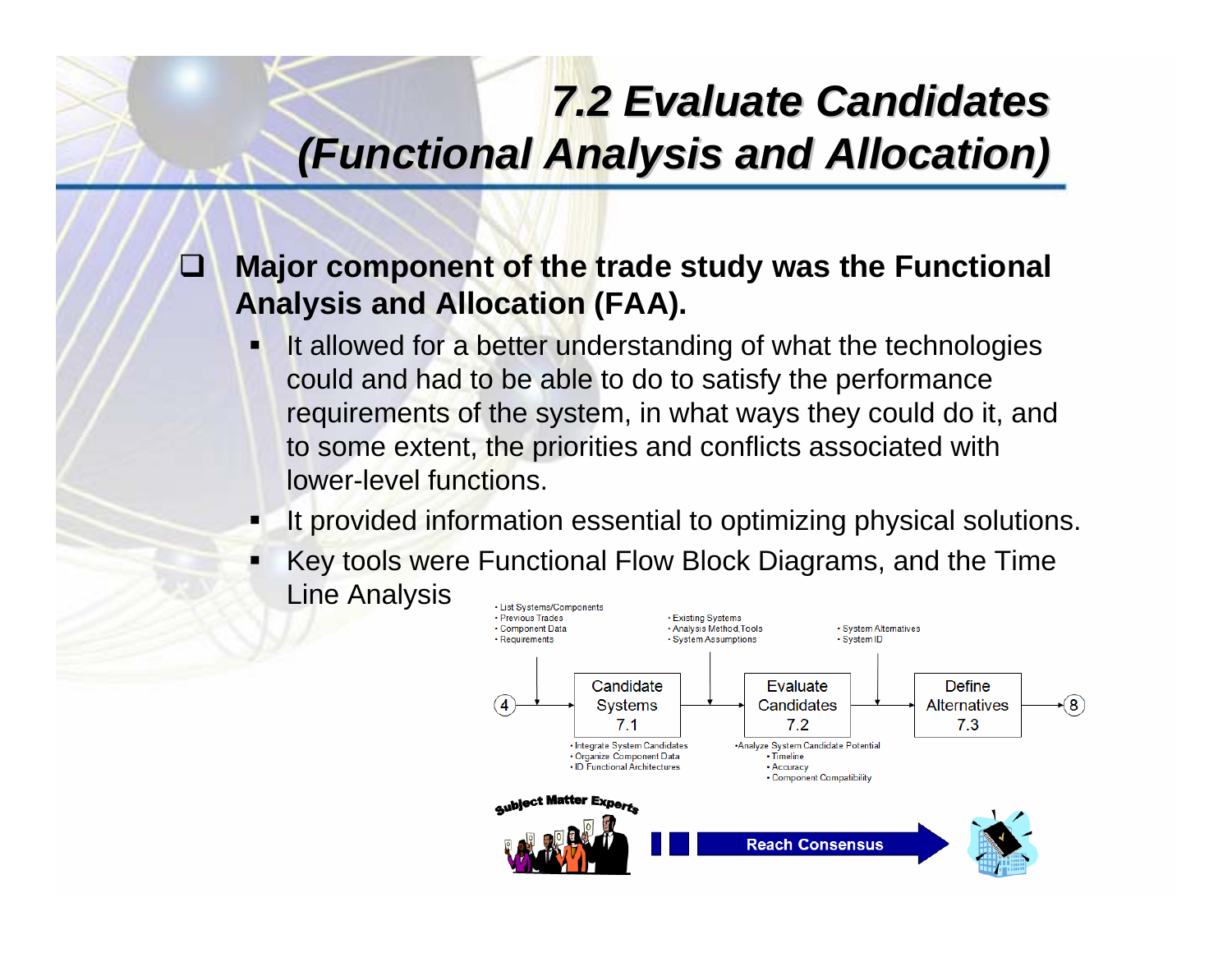# 7.2 Evaluate Candidates (Functional Analysis and Allocation)

- **Major component of the trade study was the Functional Analysis and Allocation (FAA).**
  - It allowed for a better understanding of what the technologies could and had to be able to do to satisfy the performance requirements of the system, in what ways they could do it, and to some extent, the priorities and conflicts associated with lower-level functions.
  - It provided information essential to optimizing physical solutions.
  - Key tools were Functional Flow Block Diagrams, and the Time Line Analysis

- List Systems/Components
- Previous Trades
- Component Data
- Requirements

- Existing Systems
- Analysis Method Tools
- System Assumptions

- System Alternatives
- System ID

4 → Candidate Systems 7.1 → Evaluate Candidates 7.2 → Define Alternatives 7.3 → 8

- Integrate System Candidates
- Organize Component Data
- ID Functional Architectures

- Analyze System Candidate Potential
  - Timeline
  - Accuracy
  - Component Compatibility

Subject Matter Experts → Reach Consensus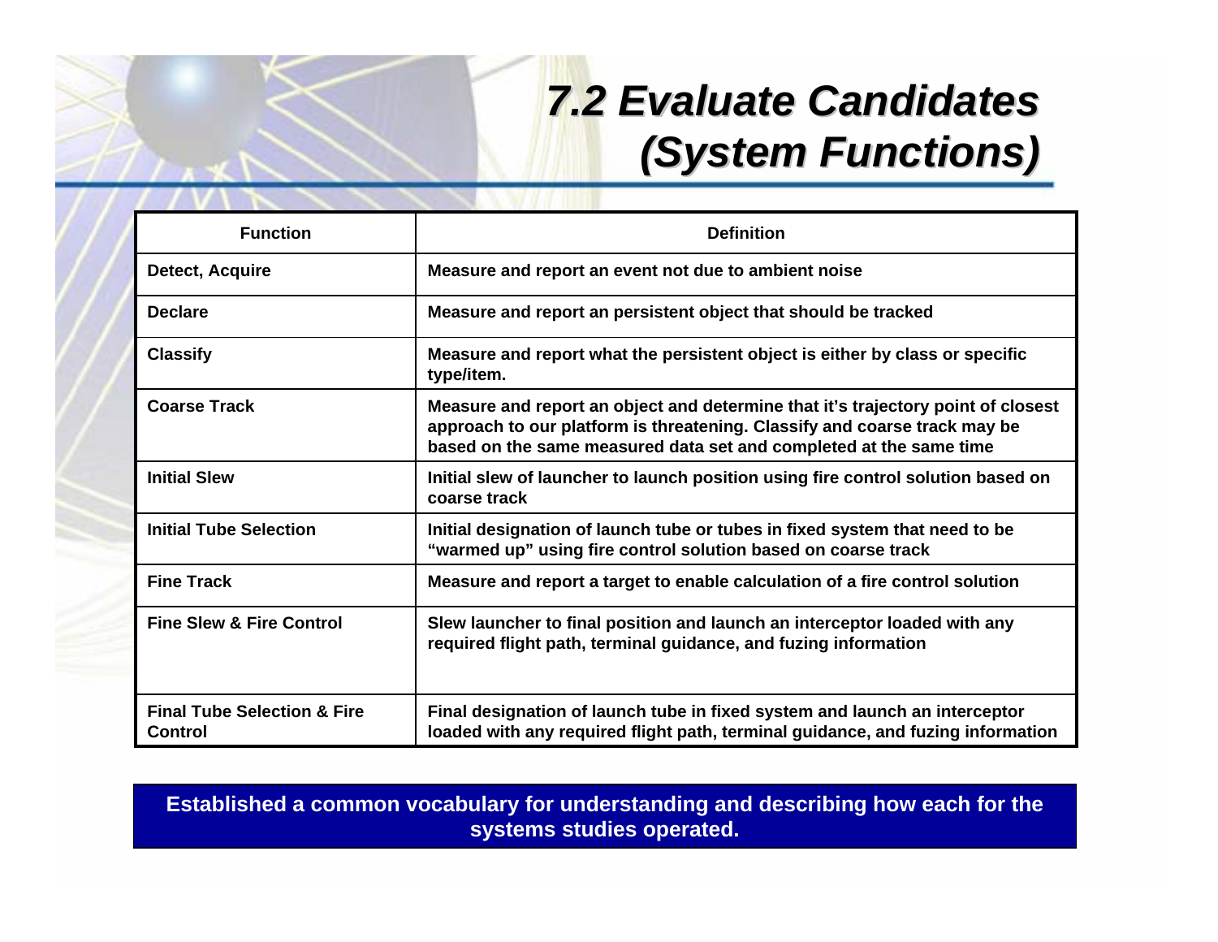# 7.2 Evaluate Candidates (System Functions)

| Function | Definition |
|---|---|
| Detect, Acquire | Measure and report an event not due to ambient noise |
| Declare | Measure and report an persistent object that should be tracked |
| Classify | Measure and report what the persistent object is either by class or specific type/item. |
| Coarse Track | Measure and report an object and determine that it's trajectory point of closest approach to our platform is threatening. Classify and coarse track may be based on the same measured data set and completed at the same time |
| Initial Slew | Initial slew of launcher to launch position using fire control solution based on coarse track |
| Initial Tube Selection | Initial designation of launch tube or tubes in fixed system that need to be "warmed up" using fire control solution based on coarse track |
| Fine Track | Measure and report a target to enable calculation of a fire control solution |
| Fine Slew & Fire Control | Slew launcher to final position and launch an interceptor loaded with any required flight path, terminal guidance, and fuzing information |
| Final Tube Selection & Fire Control | Final designation of launch tube in fixed system and launch an interceptor loaded with any required flight path, terminal guidance, and fuzing information |

**Established a common vocabulary for understanding and describing how each for the systems studies operated.**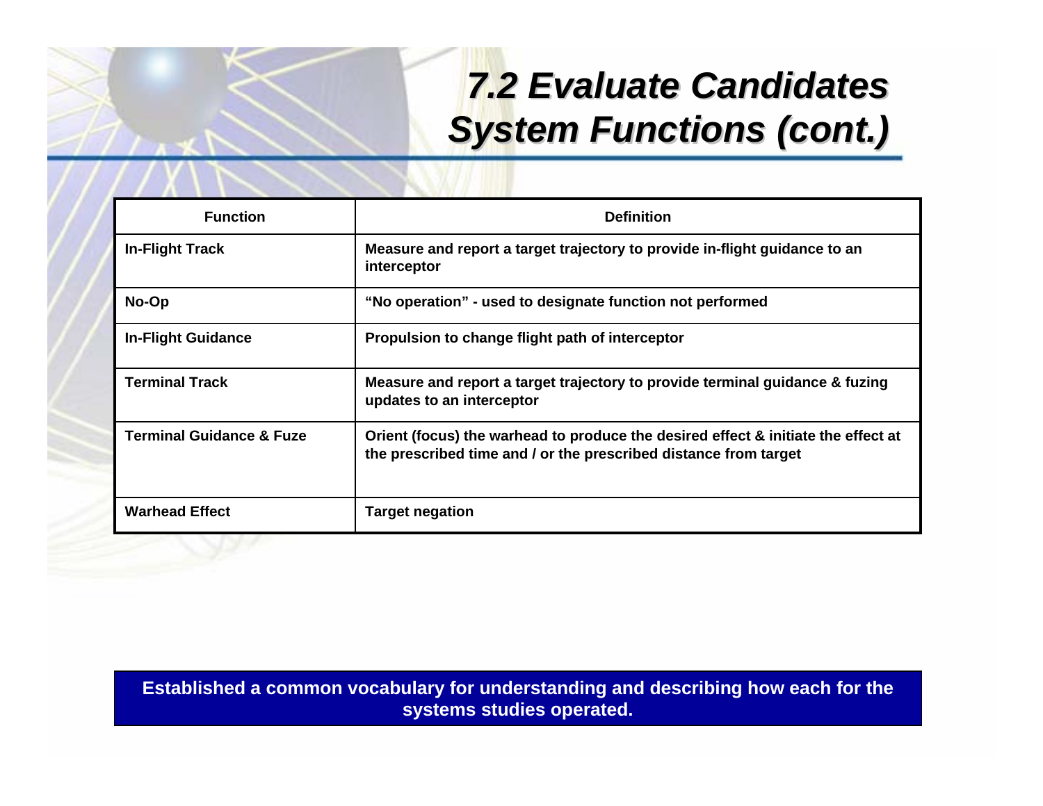# 7.2 Evaluate Candidates System Functions (cont.)

| Function | Definition |
|---|---|
| **In-Flight Track** | **Measure and report a target trajectory to provide in-flight guidance to an interceptor** |
| **No-Op** | **"No operation" - used to designate function not performed** |
| **In-Flight Guidance** | **Propulsion to change flight path of interceptor** |
| **Terminal Track** | **Measure and report a target trajectory to provide terminal guidance & fuzing updates to an interceptor** |
| **Terminal Guidance & Fuze** | **Orient (focus) the warhead to produce the desired effect & initiate the effect at the prescribed time and / or the prescribed distance from target** |
| **Warhead Effect** | **Target negation** |

**Established a common vocabulary for understanding and describing how each for the systems studies operated.**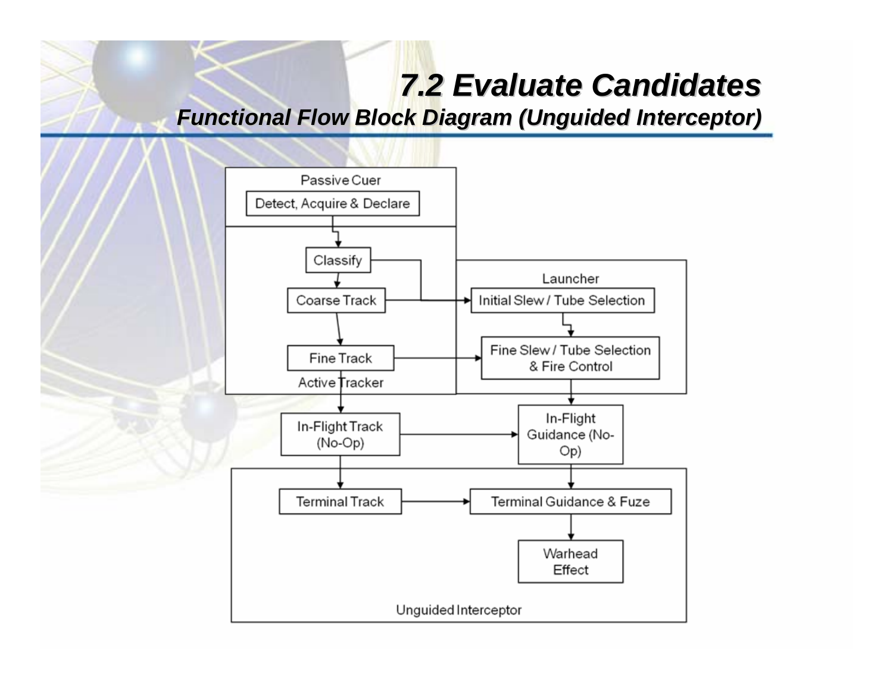# 7.2 Evaluate Candidates

## *Functional Flow Block Diagram (Unguided Interceptor)*

Passive Cuer

Detect, Acquire & Declare

Classify

Coarse Track

Fine Track

Active Tracker

Launcher

Initial Slew / Tube Selection

Fine Slew / Tube Selection & Fire Control

In-Flight Track (No-Op)

In-Flight Guidance (No-Op)

Terminal Track

Terminal Guidance & Fuze

Warhead Effect

Unguided Interceptor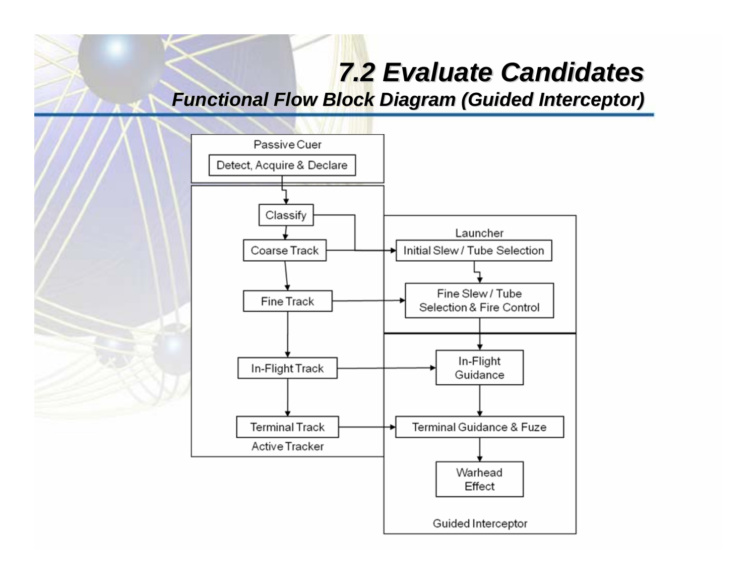# 7.2 Evaluate Candidates

## Functional Flow Block Diagram (Guided Interceptor)

**Passive Cuer**
- Detect, Acquire & Declare

**Active Tracker**
- Classify
- Coarse Track
- Fine Track
- In-Flight Track
- Terminal Track

**Launcher**
- Initial Slew / Tube Selection
- Fine Slew / Tube Selection & Fire Control

**Guided Interceptor**
- In-Flight Guidance
- Terminal Guidance & Fuze
- Warhead Effect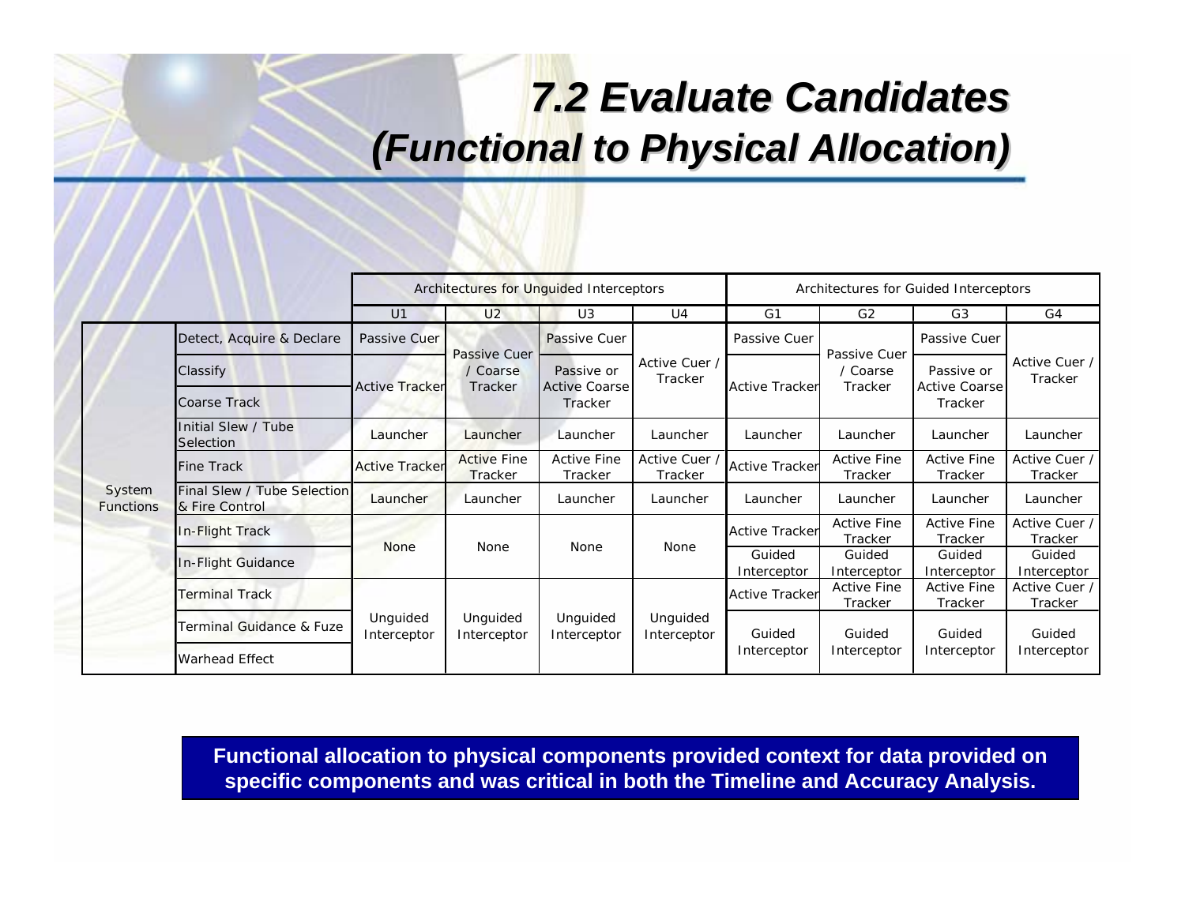# 7.2 Evaluate Candidates (Functional to Physical Allocation)

| | | Architectures for Unguided Interceptors | | | | Architectures for Guided Interceptors | | | |
|---|---|---|---|---|---|---|---|---|---|
| | | U1 | U2 | U3 | U4 | G1 | G2 | G3 | G4 |
| System Functions | Detect, Acquire & Declare | Passive Cuer | Passive Cuer / Coarse Tracker | Passive Cuer | Active Cuer / Tracker | Passive Cuer | Passive Cuer / Coarse Tracker | Passive Cuer | Active Cuer / Tracker |
| | Classify | Active Tracker | Passive Cuer / Coarse Tracker | Passive or Active Coarse Tracker | Active Cuer / Tracker | Active Tracker | Passive Cuer / Coarse Tracker | Passive or Active Coarse Tracker | Active Cuer / Tracker |
| | Coarse Track | Active Tracker | Passive Cuer / Coarse Tracker | Passive or Active Coarse Tracker | Active Cuer / Tracker | Active Tracker | Passive Cuer / Coarse Tracker | Passive or Active Coarse Tracker | Active Cuer / Tracker |
| | Initial Slew / Tube Selection | Launcher | Launcher | Launcher | Launcher | Launcher | Launcher | Launcher | Launcher |
| | Fine Track | Active Tracker | Active Fine Tracker | Active Fine Tracker | Active Cuer / Tracker | Active Tracker | Active Fine Tracker | Active Fine Tracker | Active Cuer / Tracker |
| | Final Slew / Tube Selection & Fire Control | Launcher | Launcher | Launcher | Launcher | Launcher | Launcher | Launcher | Launcher |
| | In-Flight Track | None | None | None | None | Active Tracker | Active Fine Tracker | Active Fine Tracker | Active Cuer / Tracker |
| | In-Flight Guidance | None | None | None | None | Guided Interceptor | Guided Interceptor | Guided Interceptor | Guided Interceptor |
| | Terminal Track | Unguided Interceptor | Unguided Interceptor | Unguided Interceptor | Unguided Interceptor | Active Tracker | Active Fine Tracker | Active Fine Tracker | Active Cuer / Tracker |
| | Terminal Guidance & Fuze | Unguided Interceptor | Unguided Interceptor | Unguided Interceptor | Unguided Interceptor | Guided Interceptor | Guided Interceptor | Guided Interceptor | Guided Interceptor |
| | Warhead Effect | Unguided Interceptor | Unguided Interceptor | Unguided Interceptor | Unguided Interceptor | Guided Interceptor | Guided Interceptor | Guided Interceptor | Guided Interceptor |

**Functional allocation to physical components provided context for data provided on specific components and was critical in both the Timeline and Accuracy Analysis.**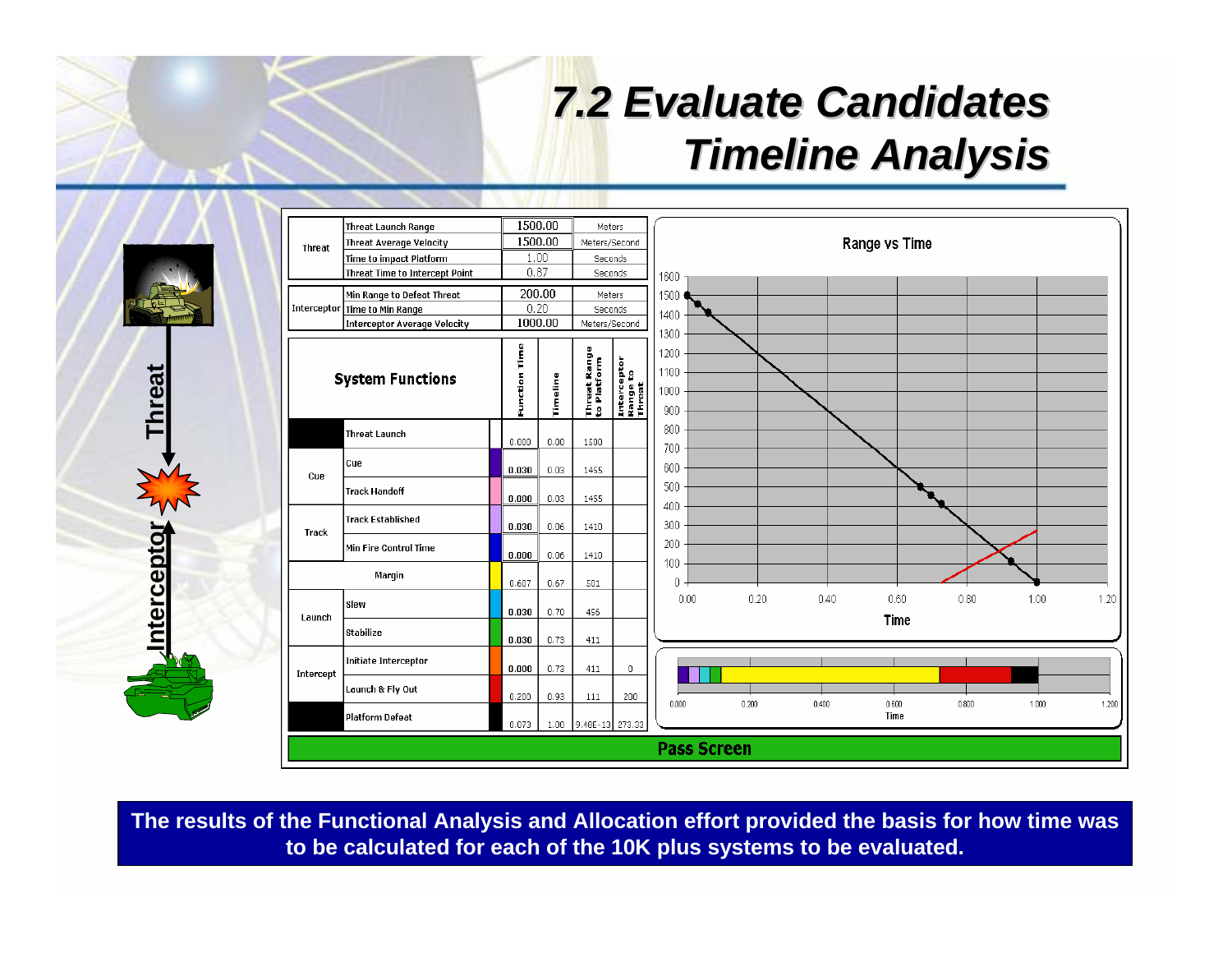# 7.2 Evaluate Candidates Timeline Analysis

| | | | |
|---|---|---|---|
| Threat | Threat Launch Range | 1500.00 | Meters |
| | Threat Average Velocity | 1500.00 | Meters/Second |
| | Time to impact Platform | 1.00 | Seconds |
| | Threat Time to Intercept Point | 0.87 | Seconds |
| Interceptor | Min Range to Defeat Threat | 200.00 | Meters |
| | Time to Min Range | 0.20 | Seconds |
| | Interceptor Average Velocity | 1000.00 | Meters/Second |

| System Functions | | Function Time | Timeline | Threat Range to Platform | Interceptor Range to Threat |
|---|---|---|---|---|---|
| | Threat Launch | 0.000 | 0.00 | 1500 | |
| Cue | Cue | 0.030 | 0.03 | 1455 | |
| | Track Handoff | 0.000 | 0.03 | 1455 | |
| Track | Track Established | 0.030 | 0.06 | 1410 | |
| | Min Fire Control Time | 0.000 | 0.06 | 1410 | |
| Margin | | 0.607 | 0.67 | 501 | |
| Launch | Slew | 0.030 | 0.70 | 456 | |
| | Stabilize | 0.030 | 0.73 | 411 | |
| Intercept | Initiate Interceptor | 0.000 | 0.73 | 411 | 0 |
| | Launch & Fly Out | 0.200 | 0.93 | 111 | 200 |
| | Platform Defeat | 0.073 | 1.00 | 9.48E-13 | 273.33 |

Range vs Time

Pass Screen

**The results of the Functional Analysis and Allocation effort provided the basis for how time was to be calculated for each of the 10K plus systems to be evaluated.**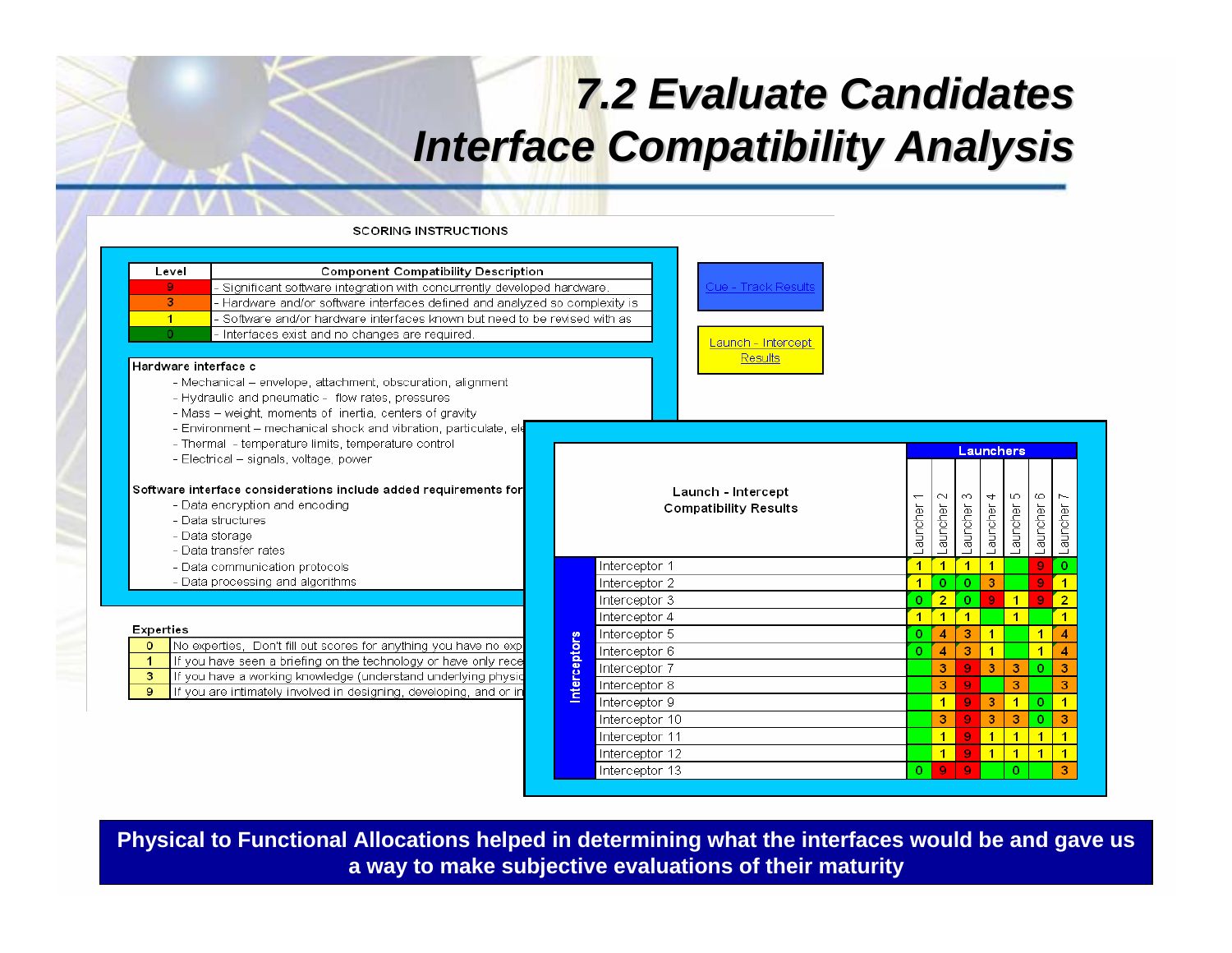# 7.2 Evaluate Candidates
# Interface Compatibility Analysis

SCORING INSTRUCTIONS

| Level | Component Compatibility Description |
|---|---|
| 9 | - Significant software integration with concurrently developed hardware. |
| 3 | - Hardware and/or software interfaces defined and analyzed so complexity is |
| 1 | - Software and/or hardware interfaces known but need to be revised with as |
| 0 | - Interfaces exist and no changes are required. |

Hardware interface c

- Mechanical – envelope, attachment, obscuration, alignment
- Hydraulic and pneumatic - flow rates, pressures
- Mass – weight, moments of inertia, centers of gravity
- Environment – mechanical shock and vibration, particulate, ele
- Thermal - temperature limits, temperature control
- Electrical – signals, voltage, power

Software interface considerations include added requirements for

- Data encryption and encoding
- Data structures
- Data storage
- Data transfer rates
- Data communication protocols
- Data processing and algorithms

Experties

| | |
|---|---|
| 0 | No experties. Don't fill out scores for anything you have no exp |
| 1 | If you have seen a briefing on the technology or have only rece |
| 3 | If you have a working knowledge (understand underlying physic |
| 9 | If you are intimately involved in designing, developing, and or in |

Cue - Track Results

Launch - Intercept Results

| Launch - Intercept Compatibility Results | Launcher 1 | Launcher 2 | Launcher 3 | Launcher 4 | Launcher 5 | Launcher 6 | Launcher 7 |
|---|---|---|---|---|---|---|---|
| Interceptor 1 | 1 | 1 | 1 | 1 | | 9 | 0 |
| Interceptor 2 | 1 | 0 | 0 | 3 | | 9 | 1 |
| Interceptor 3 | 0 | 2 | 0 | 9 | 1 | 9 | 2 |
| Interceptor 4 | 1 | 1 | 1 | | 1 | | 1 |
| Interceptor 5 | 0 | 4 | 3 | 1 | | 1 | 4 |
| Interceptor 6 | 0 | 4 | 3 | 1 | | 1 | 4 |
| Interceptor 7 | | 3 | 9 | 3 | 3 | 0 | 3 |
| Interceptor 8 | | 3 | 9 | | 3 | | 3 |
| Interceptor 9 | | 1 | 9 | 3 | 1 | 0 | 1 |
| Interceptor 10 | | 3 | 9 | 3 | 3 | 0 | 3 |
| Interceptor 11 | | 1 | 9 | 1 | 1 | 1 | 1 |
| Interceptor 12 | | 1 | 9 | 1 | 1 | 1 | 1 |
| Interceptor 13 | 0 | 9 | 9 | | 0 | | 3 |

**Physical to Functional Allocations helped in determining what the interfaces would be and gave us a way to make subjective evaluations of their maturity**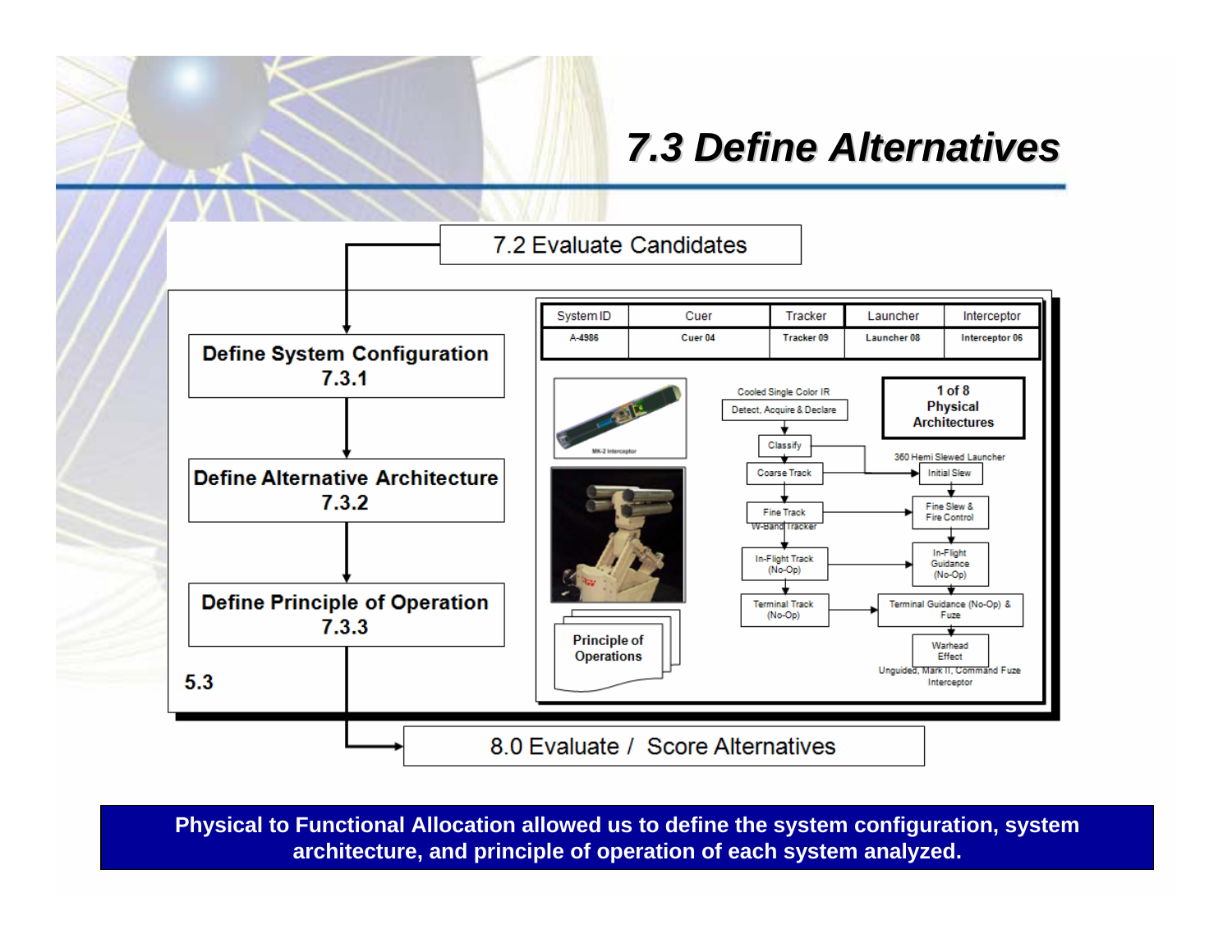# 7.3 Define Alternatives

7.2 Evaluate Candidates

**Define System Configuration 7.3.1**

**Define Alternative Architecture 7.3.2**

**Define Principle of Operation 7.3.3**

**5.3**

| System ID | Cuer | Tracker | Launcher | Interceptor |
|---|---|---|---|---|
| A-4986 | Cuer 04 | Tracker 09 | Launcher 08 | Interceptor 06 |

MK-2 Interceptor

**1 of 8 Physical Architectures**

Cooled Single Color IR

- Detect, Acquire & Declare
- Classify
- Coarse Track
- Fine Track (W-Band Tracker)
- In-Flight Track (No-Op)
- Terminal Track (No-Op)

360 Hemi Slewed Launcher

- Initial Slew
- Fine Slew & Fire Control
- In-Flight Guidance (No-Op)
- Terminal Guidance (No-Op) & Fuze
- Warhead Effect

Unguided, Mark II, Command Fuze Interceptor

**Principle of Operations**

8.0 Evaluate / Score Alternatives

**Physical to Functional Allocation allowed us to define the system configuration, system architecture, and principle of operation of each system analyzed.**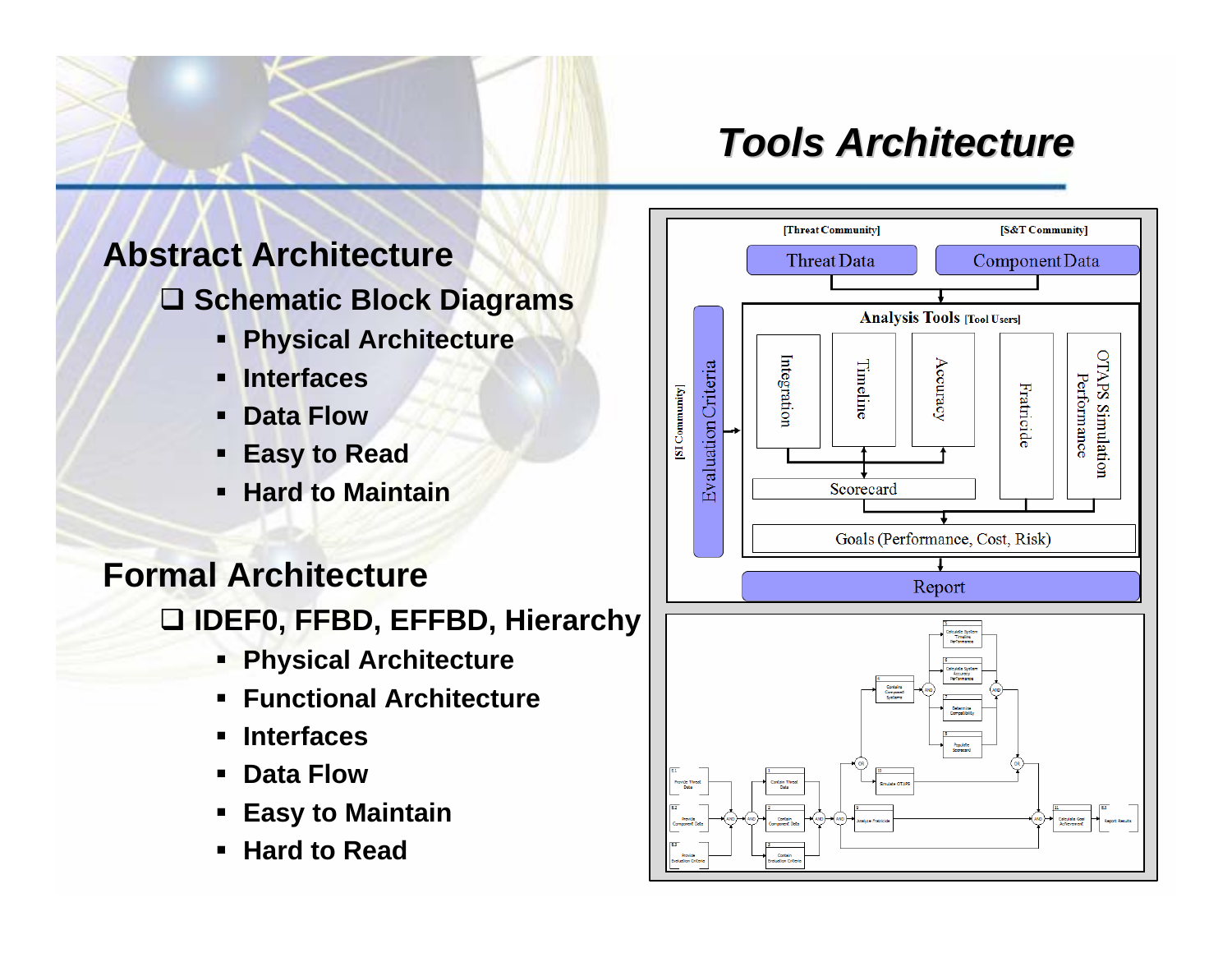# Tools Architecture

## Abstract Architecture

- ❑ **Schematic Block Diagrams**
  - Physical Architecture
  - Interfaces
  - Data Flow
  - Easy to Read
  - Hard to Maintain

## Formal Architecture

- ❑ **IDEF0, FFBD, EFFBD, Hierarchy**
  - Physical Architecture
  - Functional Architecture
  - Interfaces
  - Data Flow
  - Easy to Maintain
  - Hard to Read

[Threat Community] [S&T Community]

Threat Data | Component Data

[SI Community] Evaluation Criteria

Analysis Tools [Tool Users]

Integration | Timeline | Accuracy | Fratricide | OTAPS Simulation Performance

Scorecard

Goals (Performance, Cost, Risk)

Report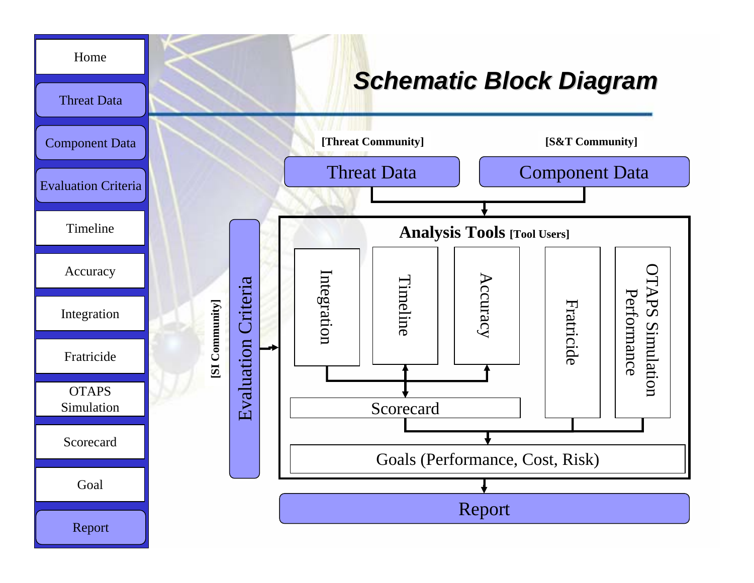- Home
- Threat Data
- Component Data
- Evaluation Criteria
- Timeline
- Accuracy
- Integration
- Fratricide
- OTAPS Simulation
- Scorecard
- Goal
- Report

# *Schematic Block Diagram*

**[Threat Community]** Threat Data

**[S&T Community]** Component Data

**[SI Community]** Evaluation Criteria

**Analysis Tools [Tool Users]**

- Integration
- Timeline
- Accuracy
- Fratricide
- OTAPS Simulation Performance

Scorecard

Goals (Performance, Cost, Risk)

Report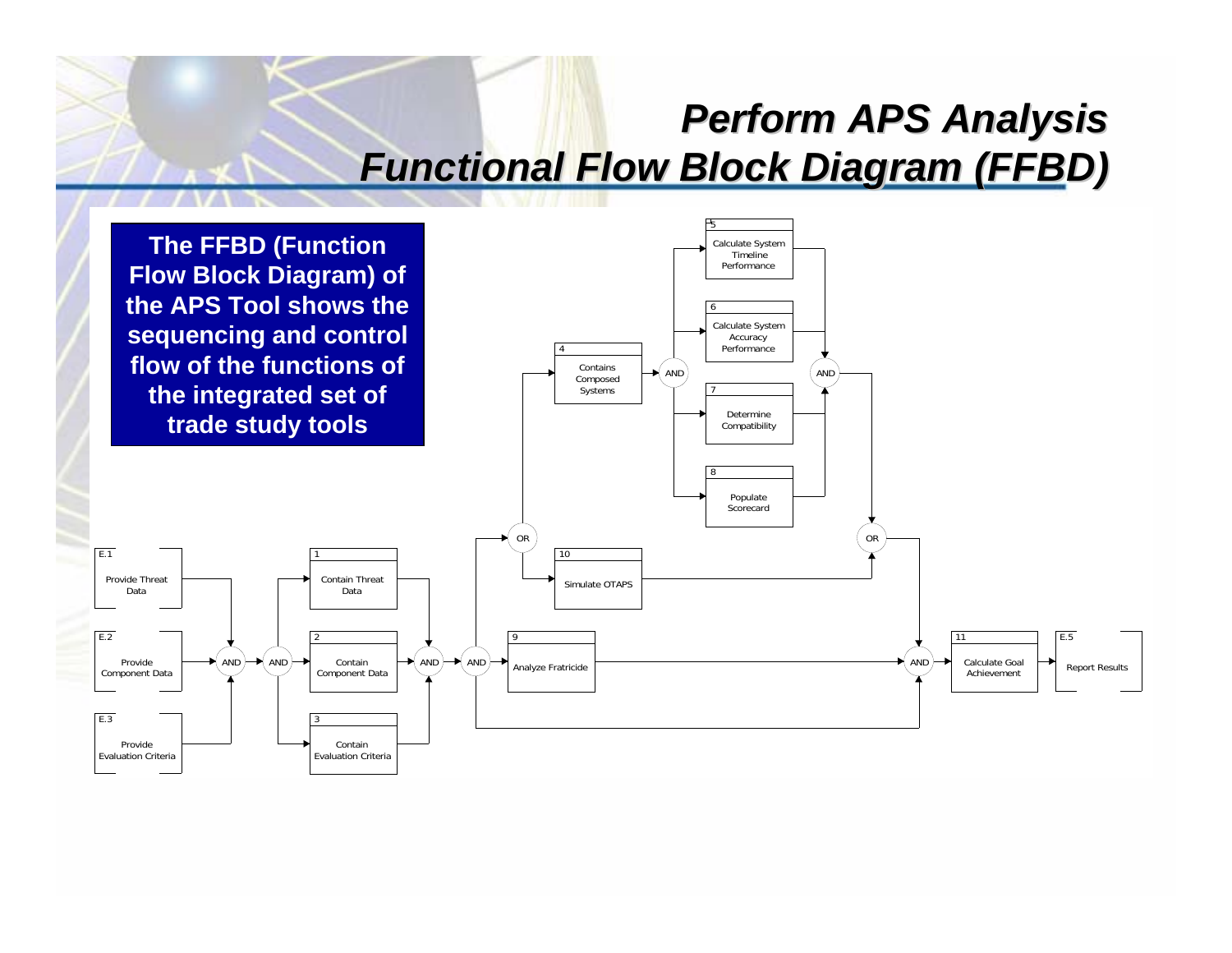# Perform APS Analysis
# Functional Flow Block Diagram (FFBD)

**The FFBD (Function Flow Block Diagram) of the APS Tool shows the sequencing and control flow of the functions of the integrated set of trade study tools**

E.1 Provide Threat Data

E.2 Provide Component Data

E.3 Provide Evaluation Criteria

AND

AND

1 Contain Threat Data

2 Contain Component Data

3 Contain Evaluation Criteria

AND

AND

OR

4 Contains Composed Systems

AND

5 Calculate System Timeline Performance

6 Calculate System Accuracy Performance

7 Determine Compatibility

8 Populate Scorecard

AND

10 Simulate OTAPS

OR

9 Analyze Fratricide

AND

11 Calculate Goal Achievement

E.5 Report Results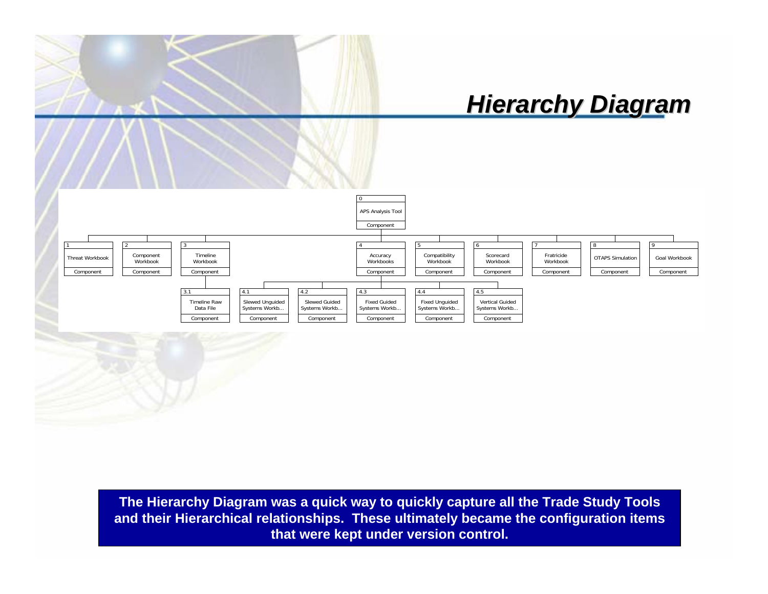# Hierarchy Diagram

- 0 APS Analysis Tool (Component)
  - 1 Threat Workbook (Component)
  - 2 Component Workbook (Component)
  - 3 Timeline Workbook (Component)
    - 3.1 Timeline Raw Data File (Component)
  - 4 Accuracy Workbooks (Component)
    - 4.1 Slewed Unguided Systems Workb... (Component)
    - 4.2 Slewed Guided Systems Workb... (Component)
    - 4.3 Fixed Guided Systems Workb... (Component)
    - 4.4 Fixed Unguided Systems Workb... (Component)
    - 4.5 Vertical Guided Systems Workb... (Component)
  - 5 Compatibility Workbook (Component)
  - 6 Scorecard Workbook (Component)
  - 7 Fratricide Workbook (Component)
  - 8 OTAPS Simulation (Component)
  - 9 Goal Workbook (Component)

**The Hierarchy Diagram was a quick way to quickly capture all the Trade Study Tools and their Hierarchical relationships. These ultimately became the configuration items that were kept under version control.**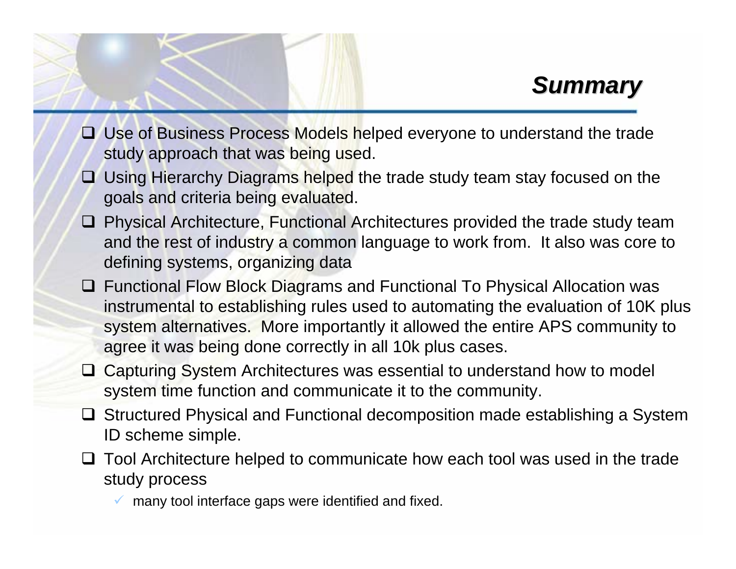# *Summary*

- Use of Business Process Models helped everyone to understand the trade study approach that was being used.
- Using Hierarchy Diagrams helped the trade study team stay focused on the goals and criteria being evaluated.
- Physical Architecture, Functional Architectures provided the trade study team and the rest of industry a common language to work from. It also was core to defining systems, organizing data
- Functional Flow Block Diagrams and Functional To Physical Allocation was instrumental to establishing rules used to automating the evaluation of 10K plus system alternatives. More importantly it allowed the entire APS community to agree it was being done correctly in all 10k plus cases.
- Capturing System Architectures was essential to understand how to model system time function and communicate it to the community.
- Structured Physical and Functional decomposition made establishing a System ID scheme simple.
- Tool Architecture helped to communicate how each tool was used in the trade study process
  - ✓ many tool interface gaps were identified and fixed.